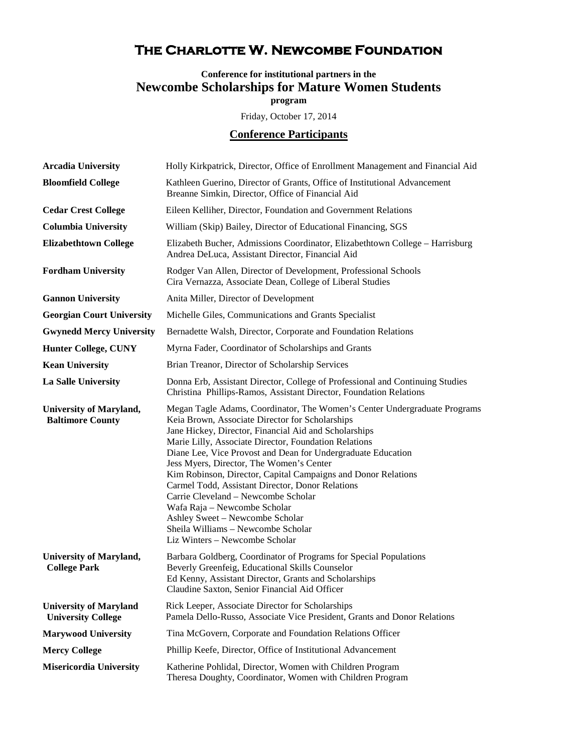# The Charlotte W. Newcombe Foundation

**Conference for institutional partners in the**

## Newcombe Scholarships for Mature Women Students

**program**

Friday, October 17, 2014

### Conference Participants

| | |
|---|---|
| **Arcadia University** | Holly Kirkpatrick, Director, Office of Enrollment Management and Financial Aid |
| **Bloomfield College** | Kathleen Guerino, Director of Grants, Office of Institutional Advancement<br>Breanne Simkin, Director, Office of Financial Aid |
| **Cedar Crest College** | Eileen Kelliher, Director, Foundation and Government Relations |
| **Columbia University** | William (Skip) Bailey, Director of Educational Financing, SGS |
| **Elizabethtown College** | Elizabeth Bucher, Admissions Coordinator, Elizabethtown College – Harrisburg<br>Andrea DeLuca, Assistant Director, Financial Aid |
| **Fordham University** | Rodger Van Allen, Director of Development, Professional Schools<br>Cira Vernazza, Associate Dean, College of Liberal Studies |
| **Gannon University** | Anita Miller, Director of Development |
| **Georgian Court University** | Michelle Giles, Communications and Grants Specialist |
| **Gwynedd Mercy University** | Bernadette Walsh, Director, Corporate and Foundation Relations |
| **Hunter College, CUNY** | Myrna Fader, Coordinator of Scholarships and Grants |
| **Kean University** | Brian Treanor, Director of Scholarship Services |
| **La Salle University** | Donna Erb, Assistant Director, College of Professional and Continuing Studies<br>Christina Phillips-Ramos, Assistant Director, Foundation Relations |
| **University of Maryland, Baltimore County** | Megan Tagle Adams, Coordinator, The Women's Center Undergraduate Programs<br>Keia Brown, Associate Director for Scholarships<br>Jane Hickey, Director, Financial Aid and Scholarships<br>Marie Lilly, Associate Director, Foundation Relations<br>Diane Lee, Vice Provost and Dean for Undergraduate Education<br>Jess Myers, Director, The Women's Center<br>Kim Robinson, Director, Capital Campaigns and Donor Relations<br>Carmel Todd, Assistant Director, Donor Relations<br>Carrie Cleveland – Newcombe Scholar<br>Wafa Raja – Newcombe Scholar<br>Ashley Sweet – Newcombe Scholar<br>Sheila Williams – Newcombe Scholar<br>Liz Winters – Newcombe Scholar |
| **University of Maryland, College Park** | Barbara Goldberg, Coordinator of Programs for Special Populations<br>Beverly Greenfeig, Educational Skills Counselor<br>Ed Kenny, Assistant Director, Grants and Scholarships<br>Claudine Saxton, Senior Financial Aid Officer |
| **University of Maryland University College** | Rick Leeper, Associate Director for Scholarships<br>Pamela Dello-Russo, Associate Vice President, Grants and Donor Relations |
| **Marywood University** | Tina McGovern, Corporate and Foundation Relations Officer |
| **Mercy College** | Phillip Keefe, Director, Office of Institutional Advancement |
| **Misericordia University** | Katherine Pohlidal, Director, Women with Children Program<br>Theresa Doughty, Coordinator, Women with Children Program |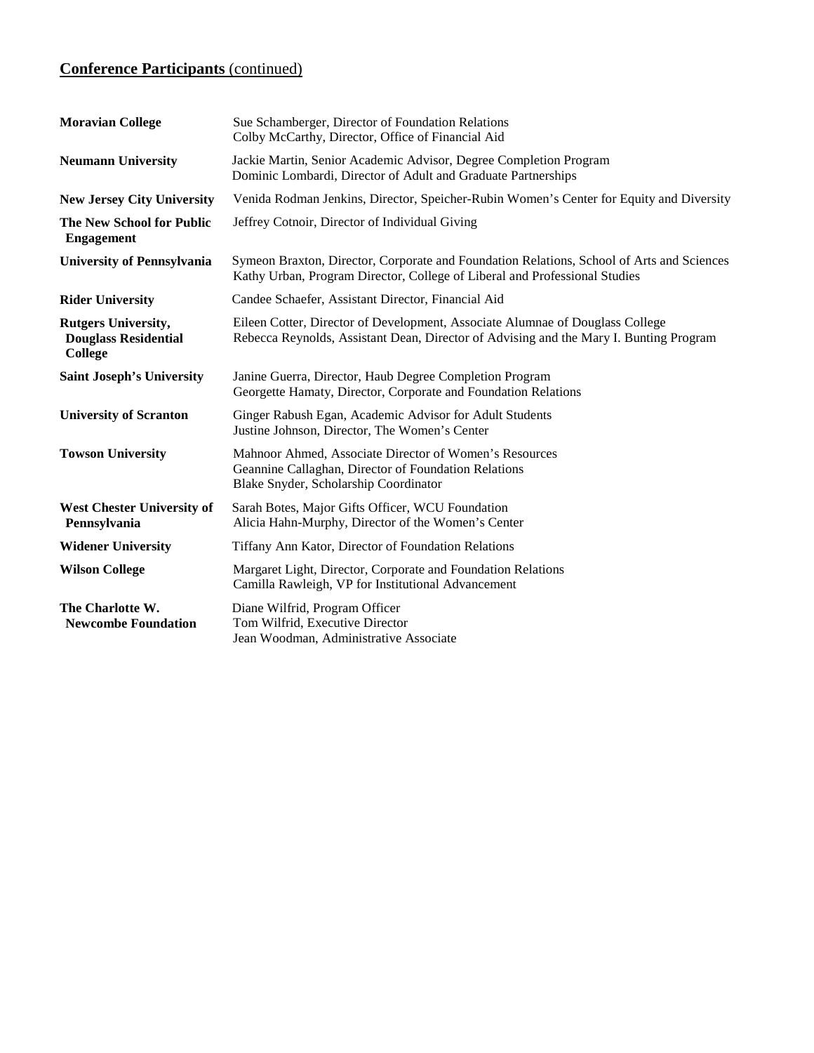## **Conference Participants** (continued)

| | |
|---|---|
| **Moravian College** | Sue Schamberger, Director of Foundation Relations<br>Colby McCarthy, Director, Office of Financial Aid |
| **Neumann University** | Jackie Martin, Senior Academic Advisor, Degree Completion Program<br>Dominic Lombardi, Director of Adult and Graduate Partnerships |
| **New Jersey City University** | Venida Rodman Jenkins, Director, Speicher-Rubin Women's Center for Equity and Diversity |
| **The New School for Public Engagement** | Jeffrey Cotnoir, Director of Individual Giving |
| **University of Pennsylvania** | Symeon Braxton, Director, Corporate and Foundation Relations, School of Arts and Sciences<br>Kathy Urban, Program Director, College of Liberal and Professional Studies |
| **Rider University** | Candee Schaefer, Assistant Director, Financial Aid |
| **Rutgers University, Douglass Residential College** | Eileen Cotter, Director of Development, Associate Alumnae of Douglass College<br>Rebecca Reynolds, Assistant Dean, Director of Advising and the Mary I. Bunting Program |
| **Saint Joseph's University** | Janine Guerra, Director, Haub Degree Completion Program<br>Georgette Hamaty, Director, Corporate and Foundation Relations |
| **University of Scranton** | Ginger Rabush Egan, Academic Advisor for Adult Students<br>Justine Johnson, Director, The Women's Center |
| **Towson University** | Mahnoor Ahmed, Associate Director of Women's Resources<br>Geannine Callaghan, Director of Foundation Relations<br>Blake Snyder, Scholarship Coordinator |
| **West Chester University of Pennsylvania** | Sarah Botes, Major Gifts Officer, WCU Foundation<br>Alicia Hahn-Murphy, Director of the Women's Center |
| **Widener University** | Tiffany Ann Kator, Director of Foundation Relations |
| **Wilson College** | Margaret Light, Director, Corporate and Foundation Relations<br>Camilla Rawleigh, VP for Institutional Advancement |
| **The Charlotte W. Newcombe Foundation** | Diane Wilfrid, Program Officer<br>Tom Wilfrid, Executive Director<br>Jean Woodman, Administrative Associate |